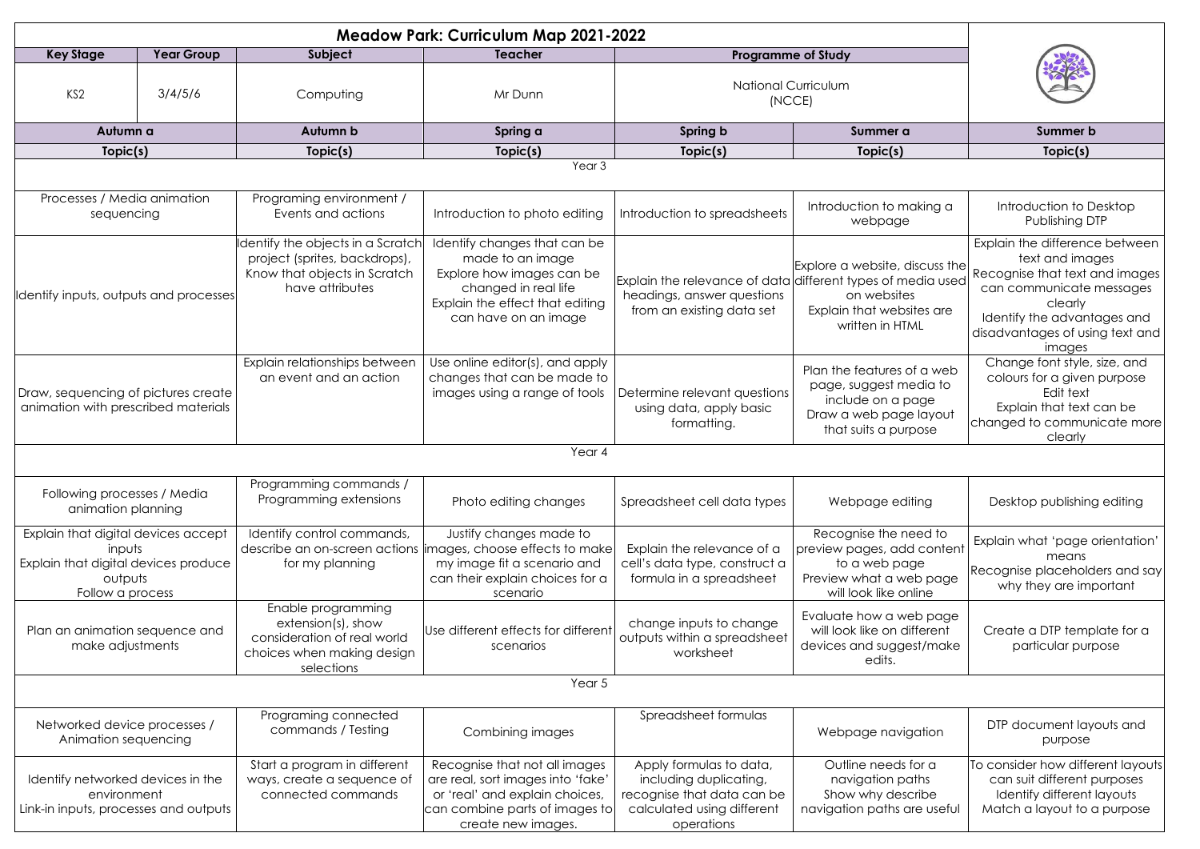# Meadow Park: Curriculum Map 2021-2022

| Key Stage | Year Group | Subject | Teacher | Programme of Study |
|---|---|---|---|---|
| KS2 | 3/4/5/6 | Computing | Mr Dunn | National Curriculum (NCCE) |

| Autumn a | Autumn b | Spring a | Spring b | Summer a | Summer b |
|---|---|---|---|---|---|
| Topic(s) | Topic(s) | Topic(s) | Topic(s) | Topic(s) | Topic(s) |
| **Year 3** | | | | | |
| Processes / Media animation sequencing | Programing environment / Events and actions | Introduction to photo editing | Introduction to spreadsheets | Introduction to making a webpage | Introduction to Desktop Publishing DTP |
| Identify inputs, outputs and processes | Identify the objects in a Scratch project (sprites, backdrops), Know that objects in Scratch have attributes | Identify changes that can be made to an image Explore how images can be changed in real life Explain the effect that editing can have on an image | Explain the relevance of data headings, answer questions from an existing data set | Explore a website, discuss the different types of media used on websites Explain that websites are written in HTML | Explain the difference between text and images Recognise that text and images can communicate messages clearly Identify the advantages and disadvantages of using text and images |
| Draw, sequencing of pictures create animation with prescribed materials | Explain relationships between an event and an action | Use online editor(s), and apply changes that can be made to images using a range of tools | Determine relevant questions using data, apply basic formatting. | Plan the features of a web page, suggest media to include on a page Draw a web page layout that suits a purpose | Change font style, size, and colours for a given purpose Edit text Explain that text can be changed to communicate more clearly |
| **Year 4** | | | | | |
| Following processes / Media animation planning | Programming commands / Programming extensions | Photo editing changes | Spreadsheet cell data types | Webpage editing | Desktop publishing editing |
| Explain that digital devices accept inputs Explain that digital devices produce outputs Follow a process | Identify control commands, describe an on-screen actions for my planning | Justify changes made to images, choose effects to make my image fit a scenario and can their explain choices for a scenario | Explain the relevance of a cell's data type, construct a formula in a spreadsheet | Recognise the need to preview pages, add content to a web page Preview what a web page will look like online | Explain what 'page orientation' means Recognise placeholders and say why they are important |
| Plan an animation sequence and make adjustments | Enable programming extension(s), show consideration of real world choices when making design selections | Use different effects for different scenarios | change inputs to change outputs within a spreadsheet worksheet | Evaluate how a web page will look like on different devices and suggest/make edits. | Create a DTP template for a particular purpose |
| **Year 5** | | | | | |
| Networked device processes / Animation sequencing | Programing connected commands / Testing | Combining images | Spreadsheet formulas | Webpage navigation | DTP document layouts and purpose |
| Identify networked devices in the environment Link-in inputs, processes and outputs | Start a program in different ways, create a sequence of connected commands | Recognise that not all images are real, sort images into 'fake' or 'real' and explain choices, can combine parts of images to create new images. | Apply formulas to data, including duplicating, recognise that data can be calculated using different operations | Outline needs for a navigation paths Show why describe navigation paths are useful | To consider how different layouts can suit different purposes Identify different layouts Match a layout to a purpose |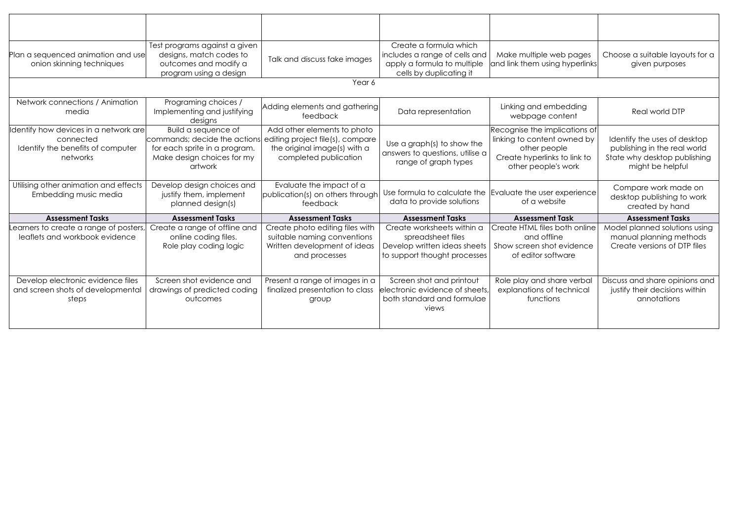| | | | | | |
|---|---|---|---|---|---|
| Plan a sequenced animation and use onion skinning techniques | Test programs against a given designs, match codes to outcomes and modify a program using a design | Talk and discuss fake images | Create a formula which includes a range of cells and apply a formula to multiple cells by duplicating it | Make multiple web pages and link them using hyperlinks | Choose a suitable layouts for a given purposes |
| Year 6 | | | | | |
| Network connections / Animation media | Programing choices / Implementing and justifying designs | Adding elements and gathering feedback | Data representation | Linking and embedding webpage content | Real world DTP |
| Identify how devices in a network are connected<br>Identify the benefits of computer networks | Build a sequence of commands; decide the actions for each sprite in a program. Make design choices for my artwork | Add other elements to photo editing project file(s), compare the original image(s) with a completed publication | Use a graph(s) to show the answers to questions, utilise a range of graph types | Recognise the implications of linking to content owned by other people<br>Create hyperlinks to link to other people's work | Identify the uses of desktop publishing in the real world<br>State why desktop publishing might be helpful |
| Utilising other animation and effects<br>Embedding music media | Develop design choices and justify them, implement planned design(s) | Evaluate the impact of a publication(s) on others through feedback | Use formula to calculate the data to provide solutions | Evaluate the user experience of a website | Compare work made on desktop publishing to work created by hand |
| **Assessment Tasks** | **Assessment Tasks** | **Assessment Tasks** | **Assessment Tasks** | **Assessment Task** | **Assessment Tasks** |
| Learners to create a range of posters, leaflets and workbook evidence | Create a range of offline and online coding files.<br>Role play coding logic | Create photo editing files with suitable naming conventions<br>Written development of ideas and processes | Create worksheets within a spreadsheet files<br>Develop written ideas sheets to support thought processes | Create HTML files both online and offline<br>Show screen shot evidence of editor software | Model planned solutions using manual planning methods<br>Create versions of DTP files |
| Develop electronic evidence files and screen shots of developmental steps | Screen shot evidence and drawings of predicted coding outcomes | Present a range of images in a finalized presentation to class group | Screen shot and printout electronic evidence of sheets, both standard and formulae views | Role play and share verbal explanations of technical functions | Discuss and share opinions and justify their decisions within annotations |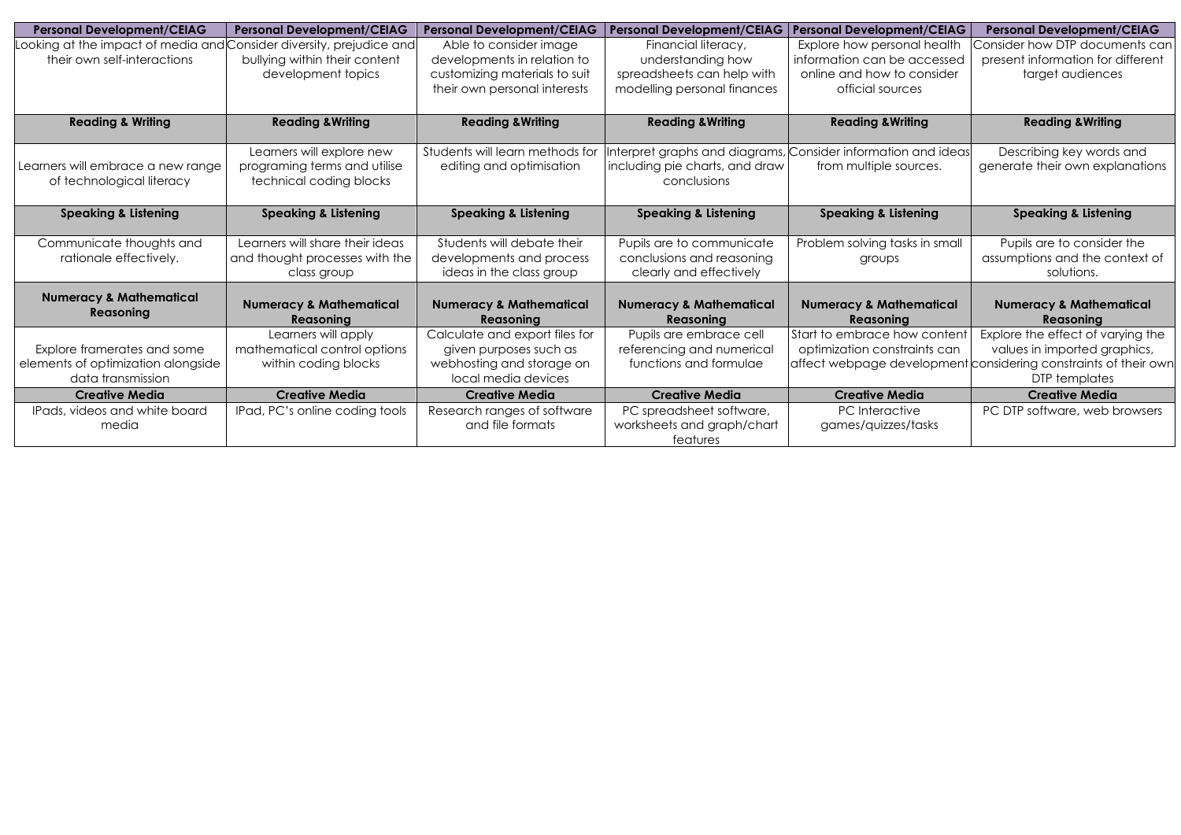| Personal Development/CEIAG | Personal Development/CEIAG | Personal Development/CEIAG | Personal Development/CEIAG | Personal Development/CEIAG | Personal Development/CEIAG |
|---|---|---|---|---|---|
| Looking at the impact of media and their own self-interactions | Consider diversity, prejudice and bullying within their content development topics | Able to consider image developments in relation to customizing materials to suit their own personal interests | Financial literacy, understanding how spreadsheets can help with modelling personal finances | Explore how personal health information can be accessed online and how to consider official sources | Consider how DTP documents can present information for different target audiences |
| **Reading & Writing** | **Reading &Writing** | **Reading &Writing** | **Reading &Writing** | **Reading &Writing** | **Reading &Writing** |
| Learners will embrace a new range of technological literacy | Learners will explore new programing terms and utilise technical coding blocks | Students will learn methods for editing and optimisation | Interpret graphs and diagrams, including pie charts, and draw conclusions | Consider information and ideas from multiple sources. | Describing key words and generate their own explanations |
| **Speaking & Listening** | **Speaking & Listening** | **Speaking & Listening** | **Speaking & Listening** | **Speaking & Listening** | **Speaking & Listening** |
| Communicate thoughts and rationale effectively. | Learners will share their ideas and thought processes with the class group | Students will debate their developments and process ideas in the class group | Pupils are to communicate conclusions and reasoning clearly and effectively | Problem solving tasks in small groups | Pupils are to consider the assumptions and the context of solutions. |
| **Numeracy & Mathematical Reasoning** | **Numeracy & Mathematical Reasoning** | **Numeracy & Mathematical Reasoning** | **Numeracy & Mathematical Reasoning** | **Numeracy & Mathematical Reasoning** | **Numeracy & Mathematical Reasoning** |
| Explore framerates and some elements of optimization alongside data transmission | Learners will apply mathematical control options within coding blocks | Calculate and export files for given purposes such as webhosting and storage on local media devices | Pupils are embrace cell referencing and numerical functions and formulae | Start to embrace how content optimization constraints can affect webpage development | Explore the effect of varying the values in imported graphics, considering constraints of their own DTP templates |
| **Creative Media** | **Creative Media** | **Creative Media** | **Creative Media** | **Creative Media** | **Creative Media** |
| IPads, videos and white board media | IPad, PC's online coding tools | Research ranges of software and file formats | PC spreadsheet software, worksheets and graph/chart features | PC Interactive games/quizzes/tasks | PC DTP software, web browsers |